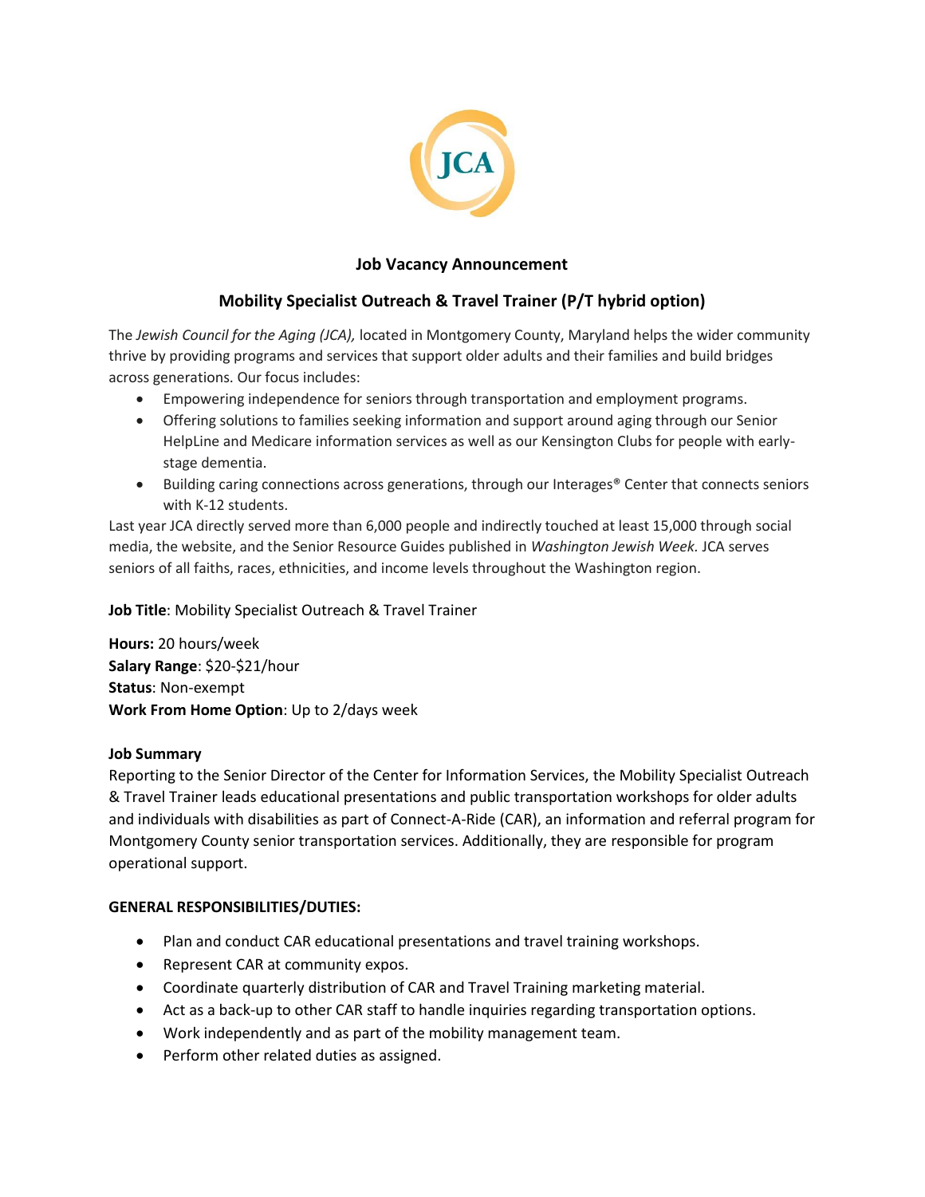JCA

## Job Vacancy Announcement

## Mobility Specialist Outreach & Travel Trainer (P/T hybrid option)

The *Jewish Council for the Aging (JCA),* located in Montgomery County, Maryland helps the wider community thrive by providing programs and services that support older adults and their families and build bridges across generations. Our focus includes:

- Empowering independence for seniors through transportation and employment programs.
- Offering solutions to families seeking information and support around aging through our Senior HelpLine and Medicare information services as well as our Kensington Clubs for people with early-stage dementia.
- Building caring connections across generations, through our Interages® Center that connects seniors with K-12 students.

Last year JCA directly served more than 6,000 people and indirectly touched at least 15,000 through social media, the website, and the Senior Resource Guides published in *Washington Jewish Week.* JCA serves seniors of all faiths, races, ethnicities, and income levels throughout the Washington region.

**Job Title**: Mobility Specialist Outreach & Travel Trainer

**Hours:** 20 hours/week
**Salary Range**: $20-$21/hour
**Status**: Non-exempt
**Work From Home Option**: Up to 2/days week

**Job Summary**
Reporting to the Senior Director of the Center for Information Services, the Mobility Specialist Outreach & Travel Trainer leads educational presentations and public transportation workshops for older adults and individuals with disabilities as part of Connect-A-Ride (CAR), an information and referral program for Montgomery County senior transportation services. Additionally, they are responsible for program operational support.

**GENERAL RESPONSIBILITIES/DUTIES:**

- Plan and conduct CAR educational presentations and travel training workshops.
- Represent CAR at community expos.
- Coordinate quarterly distribution of CAR and Travel Training marketing material.
- Act as a back-up to other CAR staff to handle inquiries regarding transportation options.
- Work independently and as part of the mobility management team.
- Perform other related duties as assigned.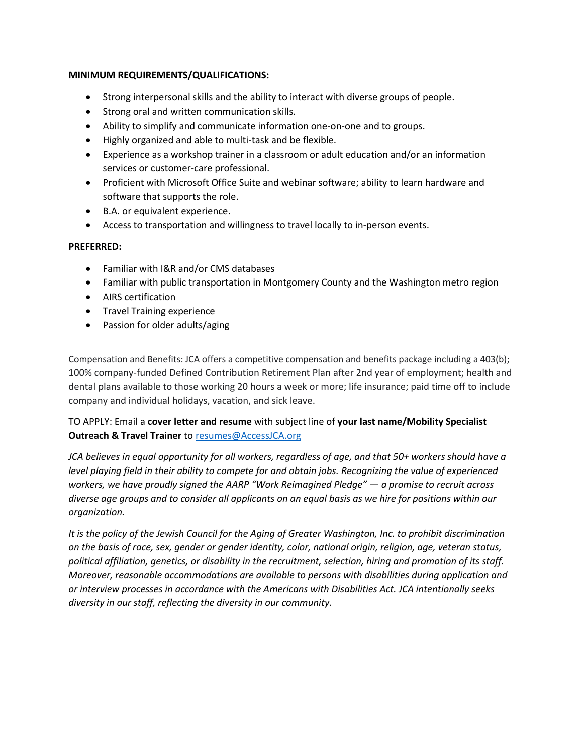**MINIMUM REQUIREMENTS/QUALIFICATIONS:**

- Strong interpersonal skills and the ability to interact with diverse groups of people.
- Strong oral and written communication skills.
- Ability to simplify and communicate information one-on-one and to groups.
- Highly organized and able to multi-task and be flexible.
- Experience as a workshop trainer in a classroom or adult education and/or an information services or customer-care professional.
- Proficient with Microsoft Office Suite and webinar software; ability to learn hardware and software that supports the role.
- B.A. or equivalent experience.
- Access to transportation and willingness to travel locally to in-person events.

**PREFERRED:**

- Familiar with I&R and/or CMS databases
- Familiar with public transportation in Montgomery County and the Washington metro region
- AIRS certification
- Travel Training experience
- Passion for older adults/aging

Compensation and Benefits: JCA offers a competitive compensation and benefits package including a 403(b); 100% company-funded Defined Contribution Retirement Plan after 2nd year of employment; health and dental plans available to those working 20 hours a week or more; life insurance; paid time off to include company and individual holidays, vacation, and sick leave.

TO APPLY: Email a **cover letter and resume** with subject line of **your last name/Mobility Specialist Outreach & Travel Trainer** to resumes@AccessJCA.org

*JCA believes in equal opportunity for all workers, regardless of age, and that 50+ workers should have a level playing field in their ability to compete for and obtain jobs. Recognizing the value of experienced workers, we have proudly signed the AARP "Work Reimagined Pledge" — a promise to recruit across diverse age groups and to consider all applicants on an equal basis as we hire for positions within our organization.*

*It is the policy of the Jewish Council for the Aging of Greater Washington, Inc. to prohibit discrimination on the basis of race, sex, gender or gender identity, color, national origin, religion, age, veteran status, political affiliation, genetics, or disability in the recruitment, selection, hiring and promotion of its staff. Moreover, reasonable accommodations are available to persons with disabilities during application and or interview processes in accordance with the Americans with Disabilities Act. JCA intentionally seeks diversity in our staff, reflecting the diversity in our community.*